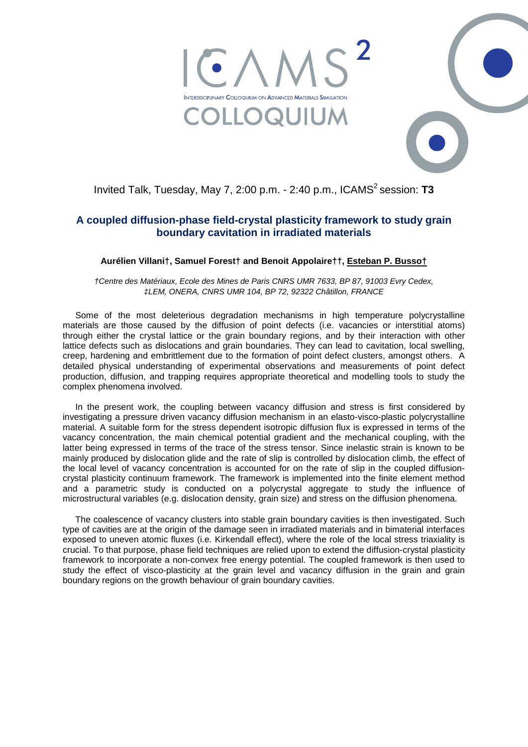ICAMS[2]

INTERDISCIPLINARY COLLOQUIUM ON ADVANCED MATERIALS SIMULATION

COLLOQUIUM

Invited Talk, Tuesday, May 7, 2:00 p.m. - 2:40 p.m., ICAMS[2] session: **T3**

## A coupled diffusion-phase field-crystal plasticity framework to study grain boundary cavitation in irradiated materials

**Aurélien Villani†, Samuel Forest† and Benoit Appolaire††, Esteban P. Busso†**

*†Centre des Matériaux, Ecole des Mines de Paris CNRS UMR 7633, BP 87, 91003 Evry Cedex,*
*‡LEM, ONERA, CNRS UMR 104, BP 72, 92322 Châtillon, FRANCE*

Some of the most deleterious degradation mechanisms in high temperature polycrystalline materials are those caused by the diffusion of point defects (i.e. vacancies or interstitial atoms) through either the crystal lattice or the grain boundary regions, and by their interaction with other lattice defects such as dislocations and grain boundaries. They can lead to cavitation, local swelling, creep, hardening and embrittlement due to the formation of point defect clusters, amongst others. A detailed physical understanding of experimental observations and measurements of point defect production, diffusion, and trapping requires appropriate theoretical and modelling tools to study the complex phenomena involved.

In the present work, the coupling between vacancy diffusion and stress is first considered by investigating a pressure driven vacancy diffusion mechanism in an elasto-visco-plastic polycrystalline material. A suitable form for the stress dependent isotropic diffusion flux is expressed in terms of the vacancy concentration, the main chemical potential gradient and the mechanical coupling, with the latter being expressed in terms of the trace of the stress tensor. Since inelastic strain is known to be mainly produced by dislocation glide and the rate of slip is controlled by dislocation climb, the effect of the local level of vacancy concentration is accounted for on the rate of slip in the coupled diffusion-crystal plasticity continuum framework. The framework is implemented into the finite element method and a parametric study is conducted on a polycrystal aggregate to study the influence of microstructural variables (e.g. dislocation density, grain size) and stress on the diffusion phenomena.

The coalescence of vacancy clusters into stable grain boundary cavities is then investigated. Such type of cavities are at the origin of the damage seen in irradiated materials and in bimaterial interfaces exposed to uneven atomic fluxes (i.e. Kirkendall effect), where the role of the local stress triaxiality is crucial. To that purpose, phase field techniques are relied upon to extend the diffusion-crystal plasticity framework to incorporate a non-convex free energy potential. The coupled framework is then used to study the effect of visco-plasticity at the grain level and vacancy diffusion in the grain and grain boundary regions on the growth behaviour of grain boundary cavities.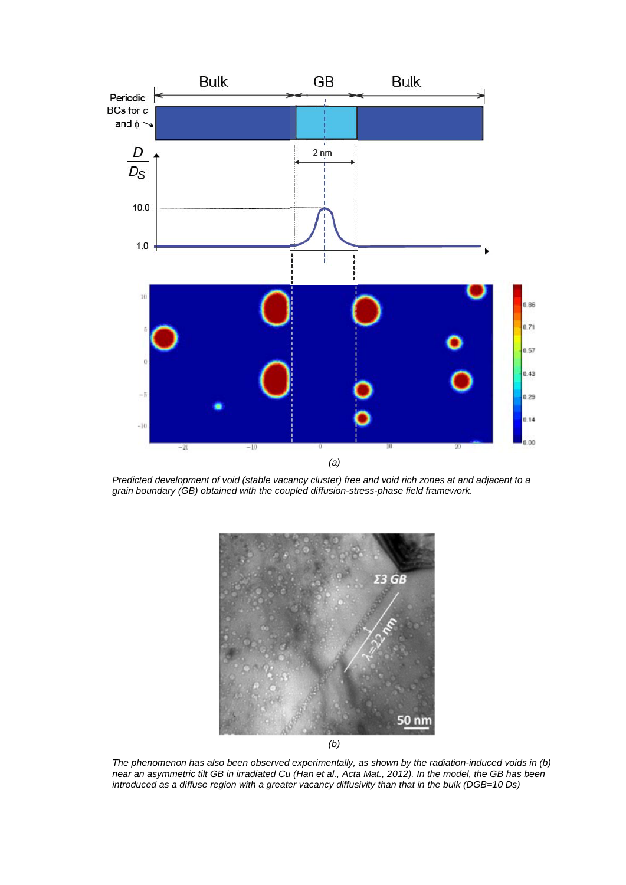Bulk

GB

Bulk

Periodic BCs for $c$ and $\phi$

$\frac{D}{D_S}$

2 nm

10.0

1.0

0.86

0.71

0.57

0.43

0.29

0.14

0.00

(a)

*Predicted development of void (stable vacancy cluster) free and void rich zones at and adjacent to a grain boundary (GB) obtained with the coupled diffusion-stress-phase field framework.*

Σ3 GB

λ=22 nm

50 nm

(b)

*The phenomenon has also been observed experimentally, as shown by the radiation-induced voids in (b) near an asymmetric tilt GB in irradiated Cu (Han et al., Acta Mat., 2012). In the model, the GB has been introduced as a diffuse region with a greater vacancy diffusivity than that in the bulk (DGB=10 Ds)*